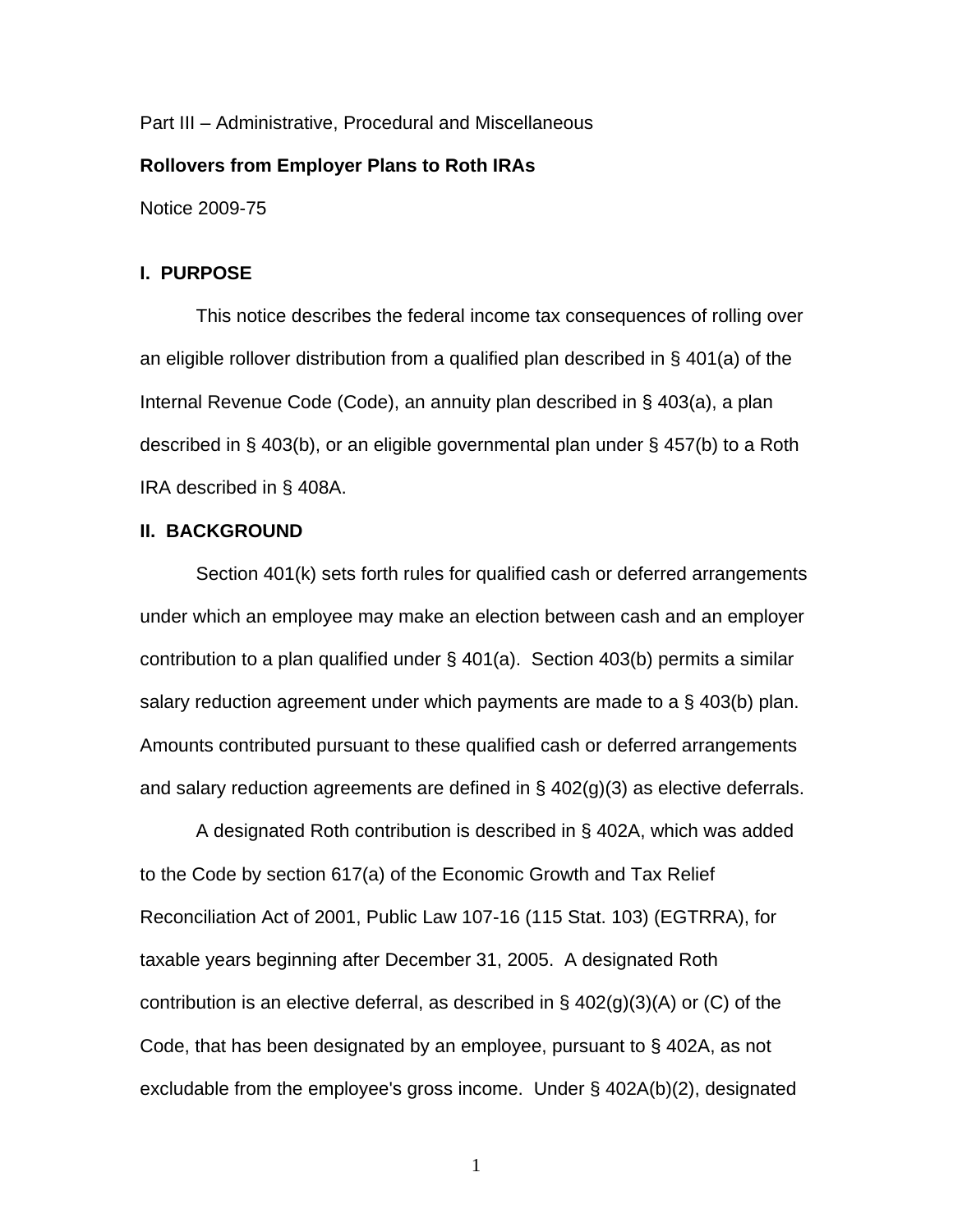Part III – Administrative, Procedural and Miscellaneous

**Rollovers from Employer Plans to Roth IRAs**

Notice 2009-75

## I. PURPOSE

This notice describes the federal income tax consequences of rolling over an eligible rollover distribution from a qualified plan described in § 401(a) of the Internal Revenue Code (Code), an annuity plan described in § 403(a), a plan described in § 403(b), or an eligible governmental plan under § 457(b) to a Roth IRA described in § 408A.

## II. BACKGROUND

Section 401(k) sets forth rules for qualified cash or deferred arrangements under which an employee may make an election between cash and an employer contribution to a plan qualified under § 401(a). Section 403(b) permits a similar salary reduction agreement under which payments are made to a § 403(b) plan. Amounts contributed pursuant to these qualified cash or deferred arrangements and salary reduction agreements are defined in § 402(g)(3) as elective deferrals.

A designated Roth contribution is described in § 402A, which was added to the Code by section 617(a) of the Economic Growth and Tax Relief Reconciliation Act of 2001, Public Law 107-16 (115 Stat. 103) (EGTRRA), for taxable years beginning after December 31, 2005. A designated Roth contribution is an elective deferral, as described in § 402(g)(3)(A) or (C) of the Code, that has been designated by an employee, pursuant to § 402A, as not excludable from the employee's gross income. Under § 402A(b)(2), designated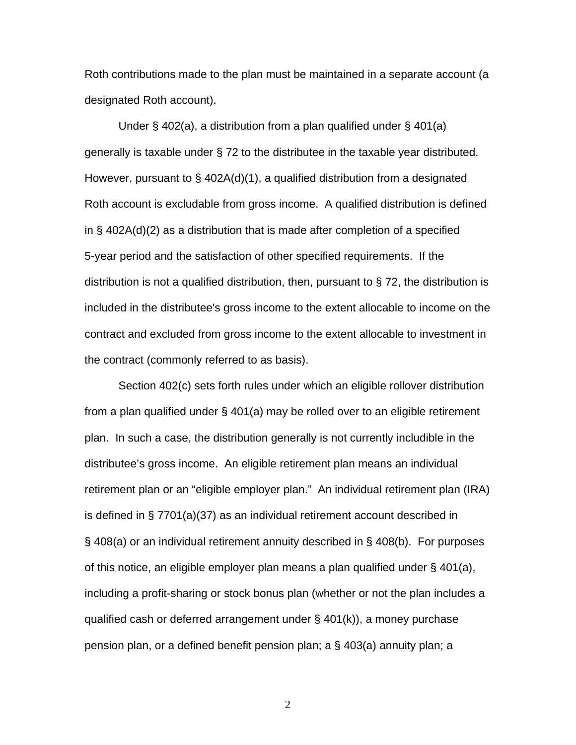Roth contributions made to the plan must be maintained in a separate account (a designated Roth account).

Under § 402(a), a distribution from a plan qualified under § 401(a) generally is taxable under § 72 to the distributee in the taxable year distributed. However, pursuant to § 402A(d)(1), a qualified distribution from a designated Roth account is excludable from gross income. A qualified distribution is defined in § 402A(d)(2) as a distribution that is made after completion of a specified 5-year period and the satisfaction of other specified requirements. If the distribution is not a qualified distribution, then, pursuant to § 72, the distribution is included in the distributee's gross income to the extent allocable to income on the contract and excluded from gross income to the extent allocable to investment in the contract (commonly referred to as basis).

Section 402(c) sets forth rules under which an eligible rollover distribution from a plan qualified under § 401(a) may be rolled over to an eligible retirement plan. In such a case, the distribution generally is not currently includible in the distributee's gross income. An eligible retirement plan means an individual retirement plan or an "eligible employer plan." An individual retirement plan (IRA) is defined in § 7701(a)(37) as an individual retirement account described in § 408(a) or an individual retirement annuity described in § 408(b). For purposes of this notice, an eligible employer plan means a plan qualified under § 401(a), including a profit-sharing or stock bonus plan (whether or not the plan includes a qualified cash or deferred arrangement under § 401(k)), a money purchase pension plan, or a defined benefit pension plan; a § 403(a) annuity plan; a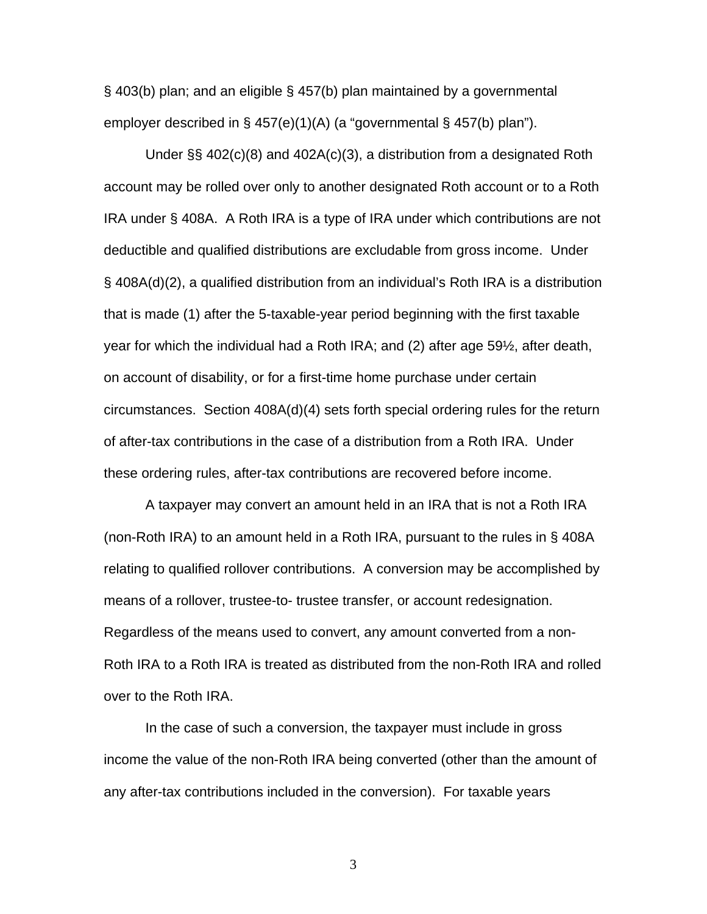§ 403(b) plan; and an eligible § 457(b) plan maintained by a governmental employer described in § 457(e)(1)(A) (a "governmental § 457(b) plan").

Under §§ 402(c)(8) and 402A(c)(3), a distribution from a designated Roth account may be rolled over only to another designated Roth account or to a Roth IRA under § 408A. A Roth IRA is a type of IRA under which contributions are not deductible and qualified distributions are excludable from gross income. Under § 408A(d)(2), a qualified distribution from an individual's Roth IRA is a distribution that is made (1) after the 5-taxable-year period beginning with the first taxable year for which the individual had a Roth IRA; and (2) after age 59½, after death, on account of disability, or for a first-time home purchase under certain circumstances. Section 408A(d)(4) sets forth special ordering rules for the return of after-tax contributions in the case of a distribution from a Roth IRA. Under these ordering rules, after-tax contributions are recovered before income.

A taxpayer may convert an amount held in an IRA that is not a Roth IRA (non-Roth IRA) to an amount held in a Roth IRA, pursuant to the rules in § 408A relating to qualified rollover contributions. A conversion may be accomplished by means of a rollover, trustee-to- trustee transfer, or account redesignation. Regardless of the means used to convert, any amount converted from a non-Roth IRA to a Roth IRA is treated as distributed from the non-Roth IRA and rolled over to the Roth IRA.

In the case of such a conversion, the taxpayer must include in gross income the value of the non-Roth IRA being converted (other than the amount of any after-tax contributions included in the conversion). For taxable years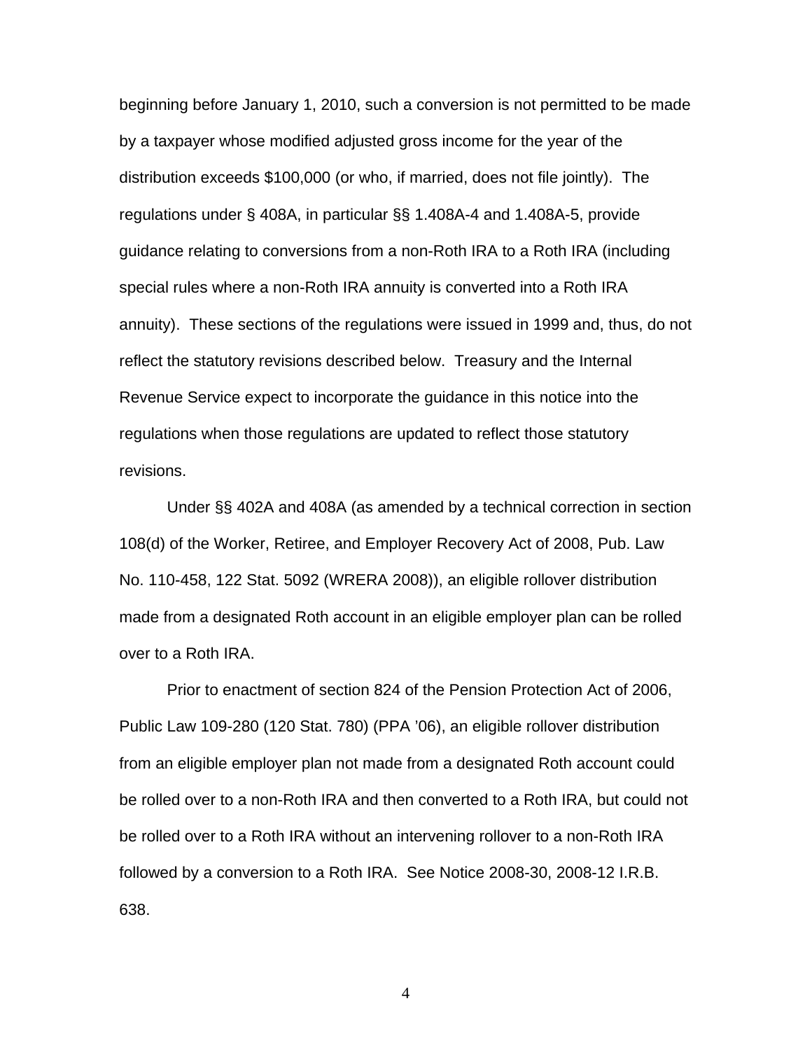beginning before January 1, 2010, such a conversion is not permitted to be made by a taxpayer whose modified adjusted gross income for the year of the distribution exceeds $100,000 (or who, if married, does not file jointly). The regulations under § 408A, in particular §§ 1.408A-4 and 1.408A-5, provide guidance relating to conversions from a non-Roth IRA to a Roth IRA (including special rules where a non-Roth IRA annuity is converted into a Roth IRA annuity). These sections of the regulations were issued in 1999 and, thus, do not reflect the statutory revisions described below. Treasury and the Internal Revenue Service expect to incorporate the guidance in this notice into the regulations when those regulations are updated to reflect those statutory revisions.

Under §§ 402A and 408A (as amended by a technical correction in section 108(d) of the Worker, Retiree, and Employer Recovery Act of 2008, Pub. Law No. 110-458, 122 Stat. 5092 (WRERA 2008)), an eligible rollover distribution made from a designated Roth account in an eligible employer plan can be rolled over to a Roth IRA.

Prior to enactment of section 824 of the Pension Protection Act of 2006, Public Law 109-280 (120 Stat. 780) (PPA '06), an eligible rollover distribution from an eligible employer plan not made from a designated Roth account could be rolled over to a non-Roth IRA and then converted to a Roth IRA, but could not be rolled over to a Roth IRA without an intervening rollover to a non-Roth IRA followed by a conversion to a Roth IRA. See Notice 2008-30, 2008-12 I.R.B. 638.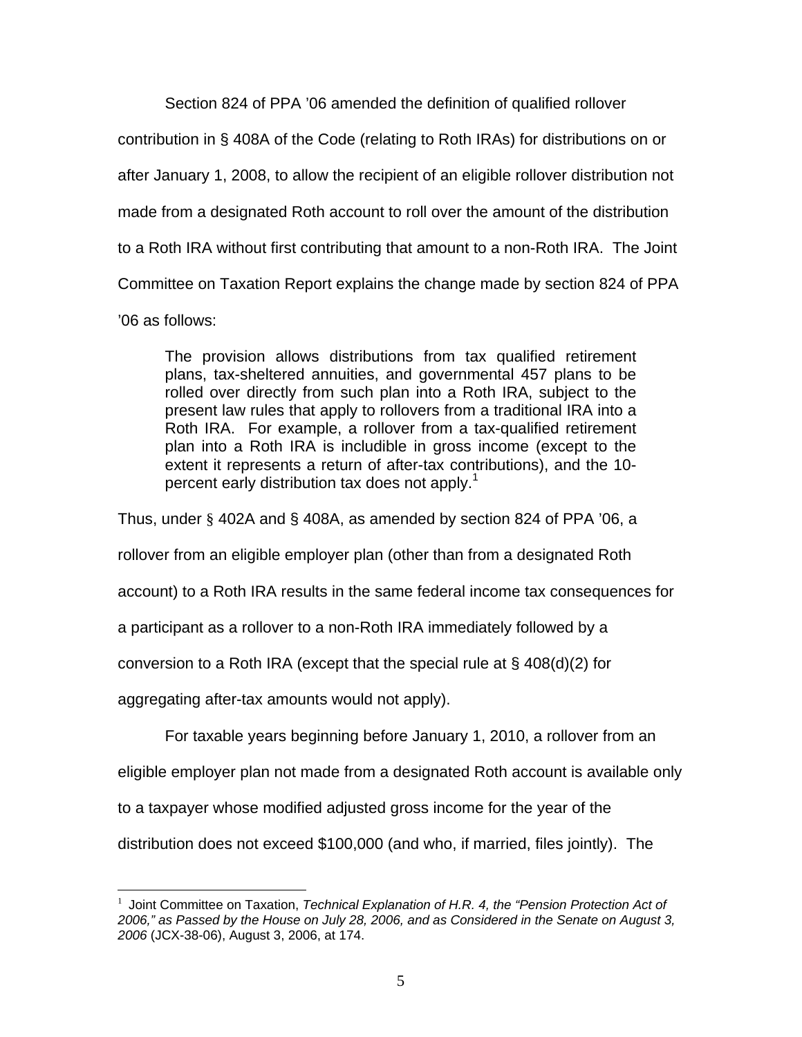Section 824 of PPA ’06 amended the definition of qualified rollover contribution in § 408A of the Code (relating to Roth IRAs) for distributions on or after January 1, 2008, to allow the recipient of an eligible rollover distribution not made from a designated Roth account to roll over the amount of the distribution to a Roth IRA without first contributing that amount to a non-Roth IRA. The Joint Committee on Taxation Report explains the change made by section 824 of PPA ’06 as follows:

> The provision allows distributions from tax qualified retirement plans, tax-sheltered annuities, and governmental 457 plans to be rolled over directly from such plan into a Roth IRA, subject to the present law rules that apply to rollovers from a traditional IRA into a Roth IRA. For example, a rollover from a tax-qualified retirement plan into a Roth IRA is includible in gross income (except to the extent it represents a return of after-tax contributions), and the 10-percent early distribution tax does not apply.[1]

Thus, under § 402A and § 408A, as amended by section 824 of PPA ’06, a rollover from an eligible employer plan (other than from a designated Roth account) to a Roth IRA results in the same federal income tax consequences for a participant as a rollover to a non-Roth IRA immediately followed by a conversion to a Roth IRA (except that the special rule at § 408(d)(2) for aggregating after-tax amounts would not apply).

For taxable years beginning before January 1, 2010, a rollover from an eligible employer plan not made from a designated Roth account is available only to a taxpayer whose modified adjusted gross income for the year of the distribution does not exceed $100,000 (and who, if married, files jointly). The

---

[1] Joint Committee on Taxation, *Technical Explanation of H.R. 4, the “Pension Protection Act of 2006,” as Passed by the House on July 28, 2006, and as Considered in the Senate on August 3, 2006* (JCX-38-06), August 3, 2006, at 174.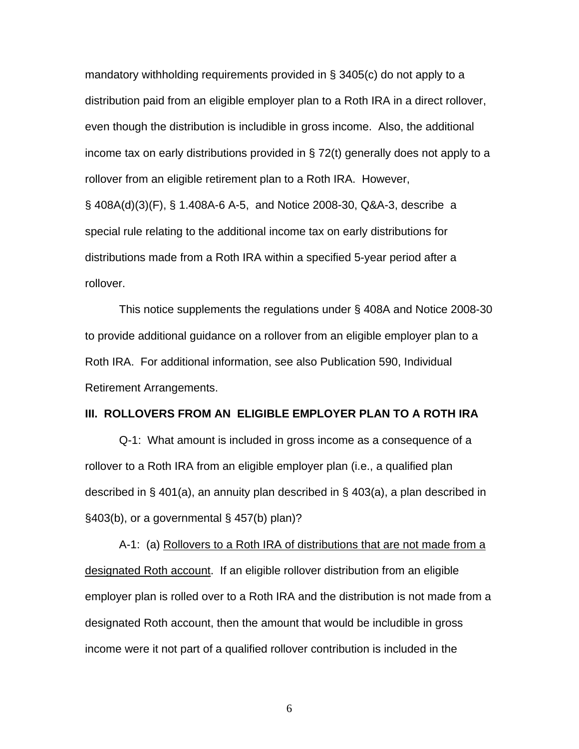mandatory withholding requirements provided in § 3405(c) do not apply to a distribution paid from an eligible employer plan to a Roth IRA in a direct rollover, even though the distribution is includible in gross income. Also, the additional income tax on early distributions provided in § 72(t) generally does not apply to a rollover from an eligible retirement plan to a Roth IRA. However, § 408A(d)(3)(F), § 1.408A-6 A-5, and Notice 2008-30, Q&A-3, describe a special rule relating to the additional income tax on early distributions for distributions made from a Roth IRA within a specified 5-year period after a rollover.

This notice supplements the regulations under § 408A and Notice 2008-30 to provide additional guidance on a rollover from an eligible employer plan to a Roth IRA. For additional information, see also Publication 590, Individual Retirement Arrangements.

**III. ROLLOVERS FROM AN ELIGIBLE EMPLOYER PLAN TO A ROTH IRA**

Q-1: What amount is included in gross income as a consequence of a rollover to a Roth IRA from an eligible employer plan (i.e., a qualified plan described in § 401(a), an annuity plan described in § 403(a), a plan described in §403(b), or a governmental § 457(b) plan)?

A-1: (a) Rollovers to a Roth IRA of distributions that are not made from a designated Roth account. If an eligible rollover distribution from an eligible employer plan is rolled over to a Roth IRA and the distribution is not made from a designated Roth account, then the amount that would be includible in gross income were it not part of a qualified rollover contribution is included in the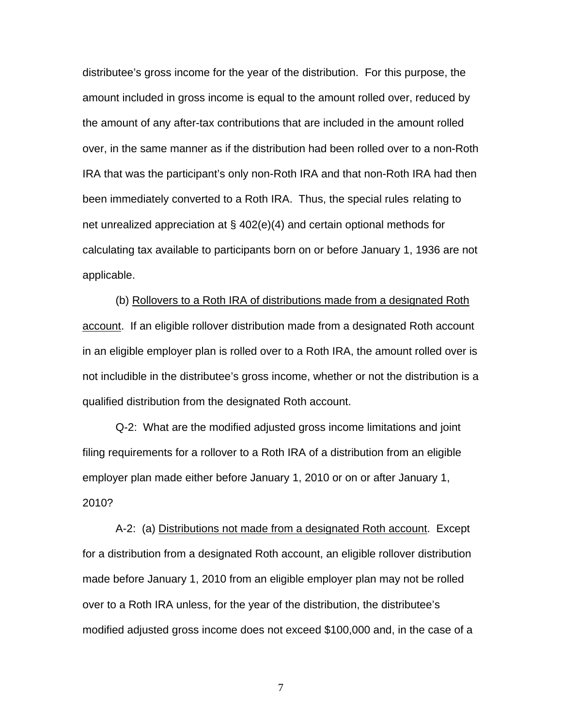distributee's gross income for the year of the distribution. For this purpose, the amount included in gross income is equal to the amount rolled over, reduced by the amount of any after-tax contributions that are included in the amount rolled over, in the same manner as if the distribution had been rolled over to a non-Roth IRA that was the participant's only non-Roth IRA and that non-Roth IRA had then been immediately converted to a Roth IRA. Thus, the special rules relating to net unrealized appreciation at § 402(e)(4) and certain optional methods for calculating tax available to participants born on or before January 1, 1936 are not applicable.

(b) Rollovers to a Roth IRA of distributions made from a designated Roth account. If an eligible rollover distribution made from a designated Roth account in an eligible employer plan is rolled over to a Roth IRA, the amount rolled over is not includible in the distributee's gross income, whether or not the distribution is a qualified distribution from the designated Roth account.

Q-2: What are the modified adjusted gross income limitations and joint filing requirements for a rollover to a Roth IRA of a distribution from an eligible employer plan made either before January 1, 2010 or on or after January 1, 2010?

A-2: (a) Distributions not made from a designated Roth account. Except for a distribution from a designated Roth account, an eligible rollover distribution made before January 1, 2010 from an eligible employer plan may not be rolled over to a Roth IRA unless, for the year of the distribution, the distributee's modified adjusted gross income does not exceed $100,000 and, in the case of a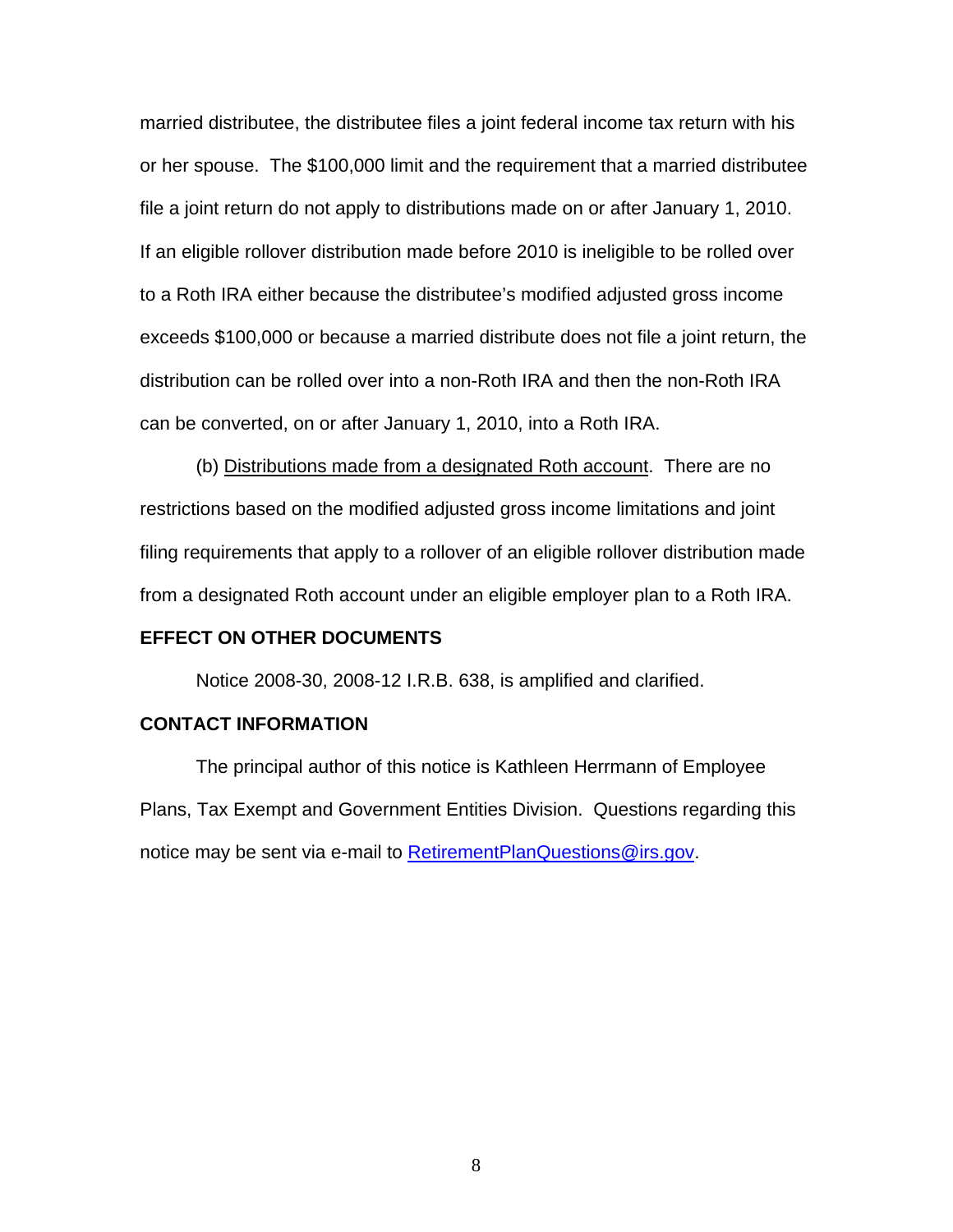married distributee, the distributee files a joint federal income tax return with his or her spouse. The $100,000 limit and the requirement that a married distributee file a joint return do not apply to distributions made on or after January 1, 2010. If an eligible rollover distribution made before 2010 is ineligible to be rolled over to a Roth IRA either because the distributee's modified adjusted gross income exceeds $100,000 or because a married distribute does not file a joint return, the distribution can be rolled over into a non-Roth IRA and then the non-Roth IRA can be converted, on or after January 1, 2010, into a Roth IRA.

(b) Distributions made from a designated Roth account. There are no restrictions based on the modified adjusted gross income limitations and joint filing requirements that apply to a rollover of an eligible rollover distribution made from a designated Roth account under an eligible employer plan to a Roth IRA.

**EFFECT ON OTHER DOCUMENTS**

Notice 2008-30, 2008-12 I.R.B. 638, is amplified and clarified.

**CONTACT INFORMATION**

The principal author of this notice is Kathleen Herrmann of Employee Plans, Tax Exempt and Government Entities Division. Questions regarding this notice may be sent via e-mail to RetirementPlanQuestions@irs.gov.